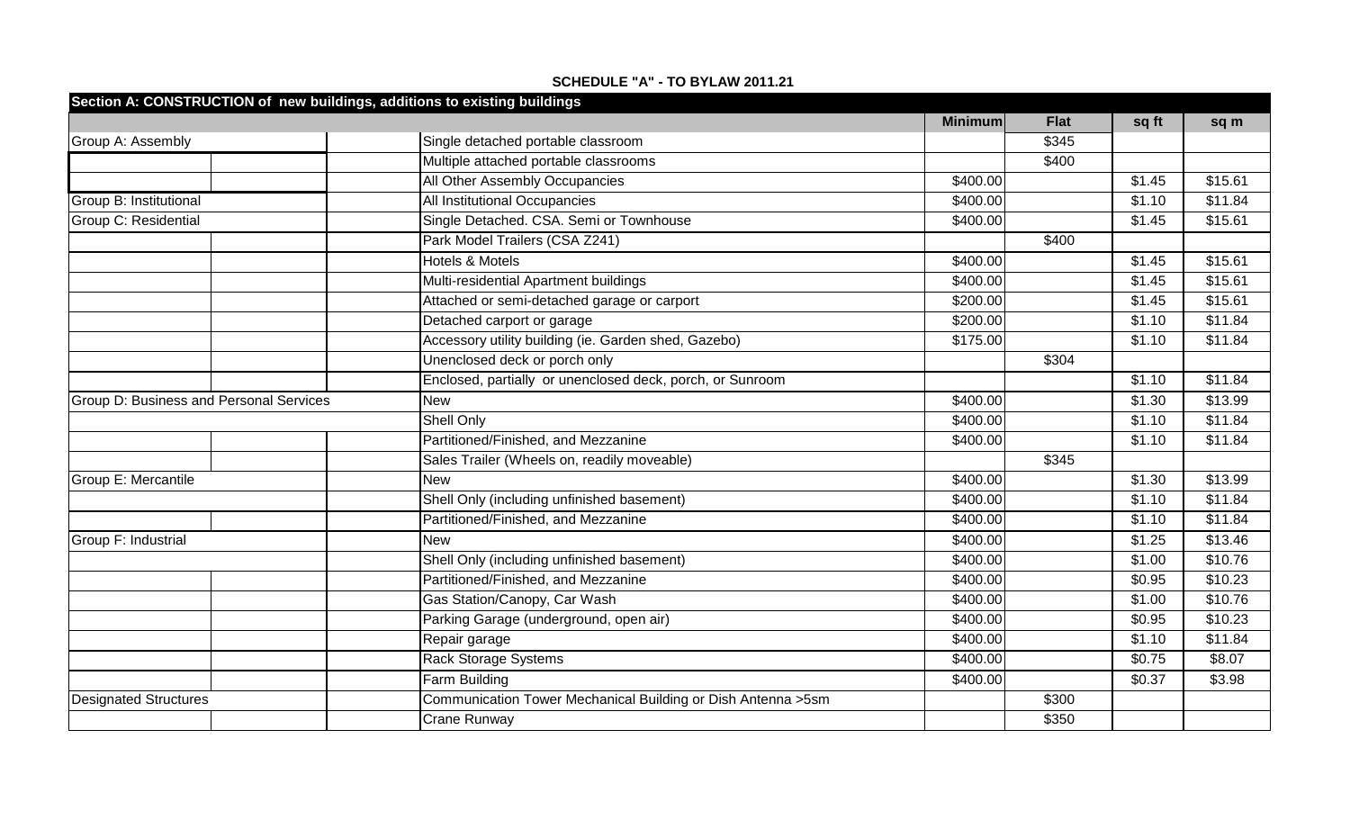**SCHEDULE "A" - TO BYLAW 2011.21**

| Section A: CONSTRUCTION of new buildings, additions to existing buildings | | Minimum | Flat | sq ft | sq m |
|---|---|---|---|---|---|
| Group A: Assembly | Single detached portable classroom | | $345 | | |
| | Multiple attached portable classrooms | | $400 | | |
| | All Other Assembly Occupancies | $400.00 | | $1.45 | $15.61 |
| Group B: Institutional | All Institutional Occupancies | $400.00 | | $1.10 | $11.84 |
| Group C: Residential | Single Detached. CSA. Semi or Townhouse | $400.00 | | $1.45 | $15.61 |
| | Park Model Trailers (CSA Z241) | | $400 | | |
| | Hotels & Motels | $400.00 | | $1.45 | $15.61 |
| | Multi-residential Apartment buildings | $400.00 | | $1.45 | $15.61 |
| | Attached or semi-detached garage or carport | $200.00 | | $1.45 | $15.61 |
| | Detached carport or garage | $200.00 | | $1.10 | $11.84 |
| | Accessory utility building (ie. Garden shed, Gazebo) | $175.00 | | $1.10 | $11.84 |
| | Unenclosed deck or porch only | | $304 | | |
| | Enclosed, partially or unenclosed deck, porch, or Sunroom | | | $1.10 | $11.84 |
| Group D: Business and Personal Services | New | $400.00 | | $1.30 | $13.99 |
| | Shell Only | $400.00 | | $1.10 | $11.84 |
| | Partitioned/Finished, and Mezzanine | $400.00 | | $1.10 | $11.84 |
| | Sales Trailer (Wheels on, readily moveable) | | $345 | | |
| Group E: Mercantile | New | $400.00 | | $1.30 | $13.99 |
| | Shell Only (including unfinished basement) | $400.00 | | $1.10 | $11.84 |
| | Partitioned/Finished, and Mezzanine | $400.00 | | $1.10 | $11.84 |
| Group F: Industrial | New | $400.00 | | $1.25 | $13.46 |
| | Shell Only (including unfinished basement) | $400.00 | | $1.00 | $10.76 |
| | Partitioned/Finished, and Mezzanine | $400.00 | | $0.95 | $10.23 |
| | Gas Station/Canopy, Car Wash | $400.00 | | $1.00 | $10.76 |
| | Parking Garage (underground, open air) | $400.00 | | $0.95 | $10.23 |
| | Repair garage | $400.00 | | $1.10 | $11.84 |
| | Rack Storage Systems | $400.00 | | $0.75 | $8.07 |
| | Farm Building | $400.00 | | $0.37 | $3.98 |
| Designated Structures | Communication Tower Mechanical Building or Dish Antenna >5sm | | $300 | | |
| | Crane Runway | | $350 | | |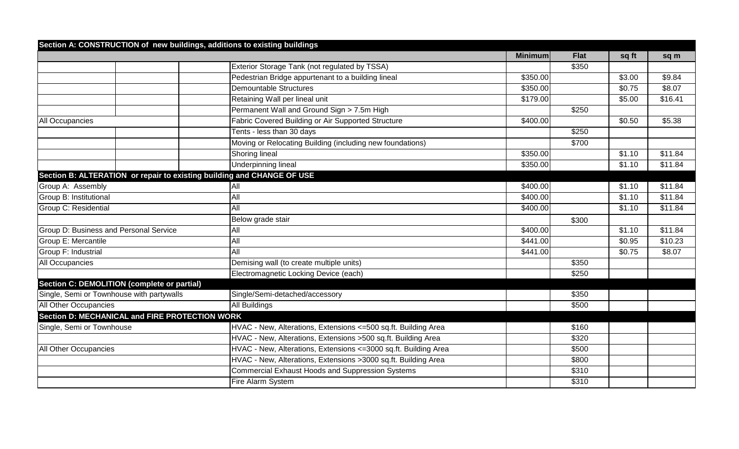| Section A: CONSTRUCTION of new buildings, additions to existing buildings | | | | | | | |
|---|---|---|---|---|---|---|---|
| | | | | Minimum | Flat | sq ft | sq m |
| | | | Exterior Storage Tank (not regulated by TSSA) | | $350 | | |
| | | | Pedestrian Bridge appurtenant to a building lineal | $350.00 | | $3.00 | $9.84 |
| | | | Demountable Structures | $350.00 | | $0.75 | $8.07 |
| | | | Retaining Wall per lineal unit | $179.00 | | $5.00 | $16.41 |
| | | | Permanent Wall and Ground Sign > 7.5m High | | $250 | | |
| All Occupancies | | | Fabric Covered Building or Air Supported Structure | $400.00 | | $0.50 | $5.38 |
| | | | Tents - less than 30 days | | $250 | | |
| | | | Moving or Relocating Building (including new foundations) | | $700 | | |
| | | | Shoring lineal | $350.00 | | $1.10 | $11.84 |
| | | | Underpinning lineal | $350.00 | | $1.10 | $11.84 |
| **Section B: ALTERATION or repair to existing building and CHANGE OF USE** | | | | | | | |
| Group A: Assembly | | | All | $400.00 | | $1.10 | $11.84 |
| Group B: Institutional | | | All | $400.00 | | $1.10 | $11.84 |
| Group C: Residential | | | All | $400.00 | | $1.10 | $11.84 |
| | | | Below grade stair | | $300 | | |
| Group D: Business and Personal Service | | | All | $400.00 | | $1.10 | $11.84 |
| Group E: Mercantile | | | All | $441.00 | | $0.95 | $10.23 |
| Group F: Industrial | | | All | $441.00 | | $0.75 | $8.07 |
| All Occupancies | | | Demising wall (to create multiple units) | | $350 | | |
| | | | Electromagnetic Locking Device (each) | | $250 | | |
| **Section C: DEMOLITION (complete or partial)** | | | | | | | |
| Single, Semi or Townhouse with partywalls | | | Single/Semi-detached/accessory | | $350 | | |
| All Other Occupancies | | | All Buildings | | $500 | | |
| **Section D: MECHANICAL and FIRE PROTECTION WORK** | | | | | | | |
| Single, Semi or Townhouse | | | HVAC - New, Alterations, Extensions <=500 sq.ft. Building Area | | $160 | | |
| | | | HVAC - New, Alterations, Extensions >500 sq.ft. Building Area | | $320 | | |
| All Other Occupancies | | | HVAC - New, Alterations, Extensions <=3000 sq.ft. Building Area | | $500 | | |
| | | | HVAC - New, Alterations, Extensions >3000 sq.ft. Building Area | | $800 | | |
| | | | Commercial Exhaust Hoods and Suppression Systems | | $310 | | |
| | | | Fire Alarm System | | $310 | | |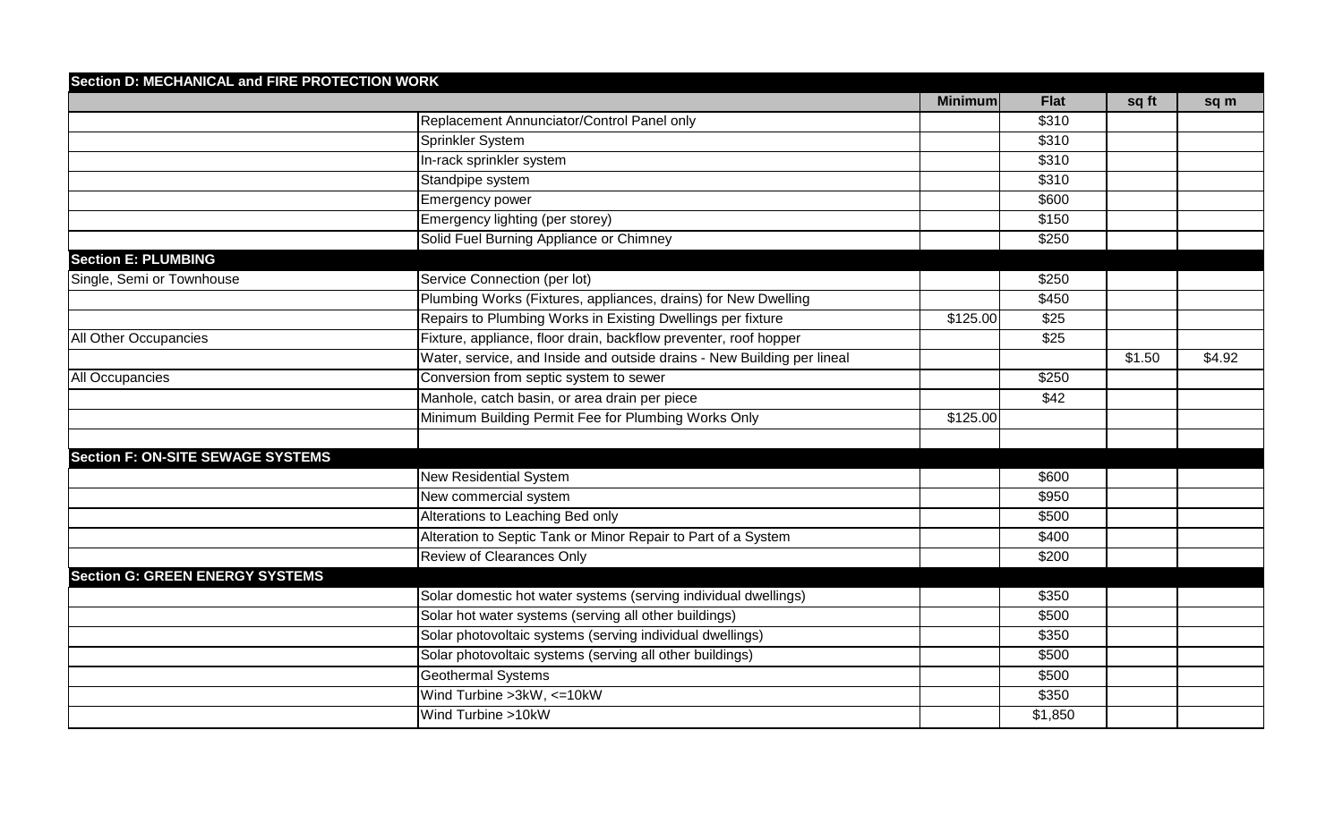| Section D: MECHANICAL and FIRE PROTECTION WORK | | | | | |
|---|---|---|---|---|---|
| | | **Minimum** | **Flat** | **sq ft** | **sq m** |
| | Replacement Annunciator/Control Panel only | | $310 | | |
| | Sprinkler System | | $310 | | |
| | In-rack sprinkler system | | $310 | | |
| | Standpipe system | | $310 | | |
| | Emergency power | | $600 | | |
| | Emergency lighting (per storey) | | $150 | | |
| | Solid Fuel Burning Appliance or Chimney | | $250 | | |
| **Section E: PLUMBING** | | | | | |
| Single, Semi or Townhouse | Service Connection (per lot) | | $250 | | |
| | Plumbing Works (Fixtures, appliances, drains) for New Dwelling | | $450 | | |
| | Repairs to Plumbing Works in Existing Dwellings per fixture | $125.00 | $25 | | |
| All Other Occupancies | Fixture, appliance, floor drain, backflow preventer, roof hopper | | $25 | | |
| | Water, service, and Inside and outside drains - New Building per lineal | | | $1.50 | $4.92 |
| All Occupancies | Conversion from septic system to sewer | | $250 | | |
| | Manhole, catch basin, or area drain per piece | | $42 | | |
| | Minimum Building Permit Fee for Plumbing Works Only | $125.00 | | | |
| | | | | | |
| **Section F: ON-SITE SEWAGE SYSTEMS** | | | | | |
| | New Residential System | | $600 | | |
| | New commercial system | | $950 | | |
| | Alterations to Leaching Bed only | | $500 | | |
| | Alteration to Septic Tank or Minor Repair to Part of a System | | $400 | | |
| | Review of Clearances Only | | $200 | | |
| **Section G: GREEN ENERGY SYSTEMS** | | | | | |
| | Solar domestic hot water systems (serving individual dwellings) | | $350 | | |
| | Solar hot water systems (serving all other buildings) | | $500 | | |
| | Solar photovoltaic systems (serving individual dwellings) | | $350 | | |
| | Solar photovoltaic systems (serving all other buildings) | | $500 | | |
| | Geothermal Systems | | $500 | | |
| | Wind Turbine >3kW, <=10kW | | $350 | | |
| | Wind Turbine >10kW | | $1,850 | | |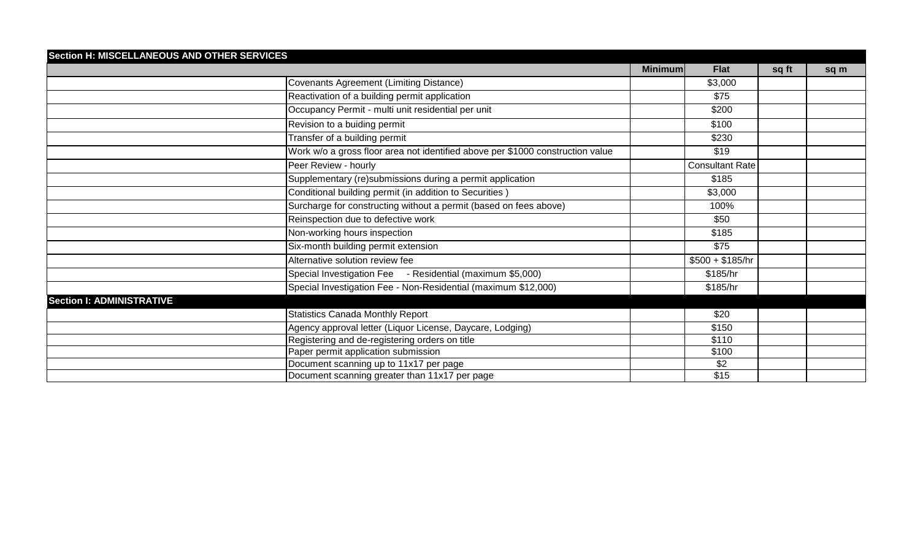## Section H: MISCELLANEOUS AND OTHER SERVICES

| | | Minimum | Flat | sq ft | sq m |
|---|---|---|---|---|---|
| | Covenants Agreement (Limiting Distance) | | $3,000 | | |
| | Reactivation of a building permit application | | $75 | | |
| | Occupancy Permit - multi unit residential per unit | | $200 | | |
| | Revision to a buiding permit | | $100 | | |
| | Transfer of a building permit | | $230 | | |
| | Work w/o a gross floor area not identified above per $1000 construction value | | $19 | | |
| | Peer Review - hourly | | Consultant Rate | | |
| | Supplementary (re)submissions during a permit application | | $185 | | |
| | Conditional building permit (in addition to Securities ) | | $3,000 | | |
| | Surcharge for constructing without a permit (based on fees above) | | 100% | | |
| | Reinspection due to defective work | | $50 | | |
| | Non-working hours inspection | | $185 | | |
| | Six-month building permit extension | | $75 | | |
| | Alternative solution review fee | | $500 + $185/hr | | |
| | Special Investigation Fee - Residential (maximum $5,000) | | $185/hr | | |
| | Special Investigation Fee - Non-Residential (maximum $12,000) | | $185/hr | | |

## Section I: ADMINISTRATIVE

| | | Minimum | Flat | sq ft | sq m |
|---|---|---|---|---|---|
| | Statistics Canada Monthly Report | | $20 | | |
| | Agency approval letter (Liquor License, Daycare, Lodging) | | $150 | | |
| | Registering and de-registering orders on title | | $110 | | |
| | Paper permit application submission | | $100 | | |
| | Document scanning up to 11x17 per page | | $2 | | |
| | Document scanning greater than 11x17 per page | | $15 | | |